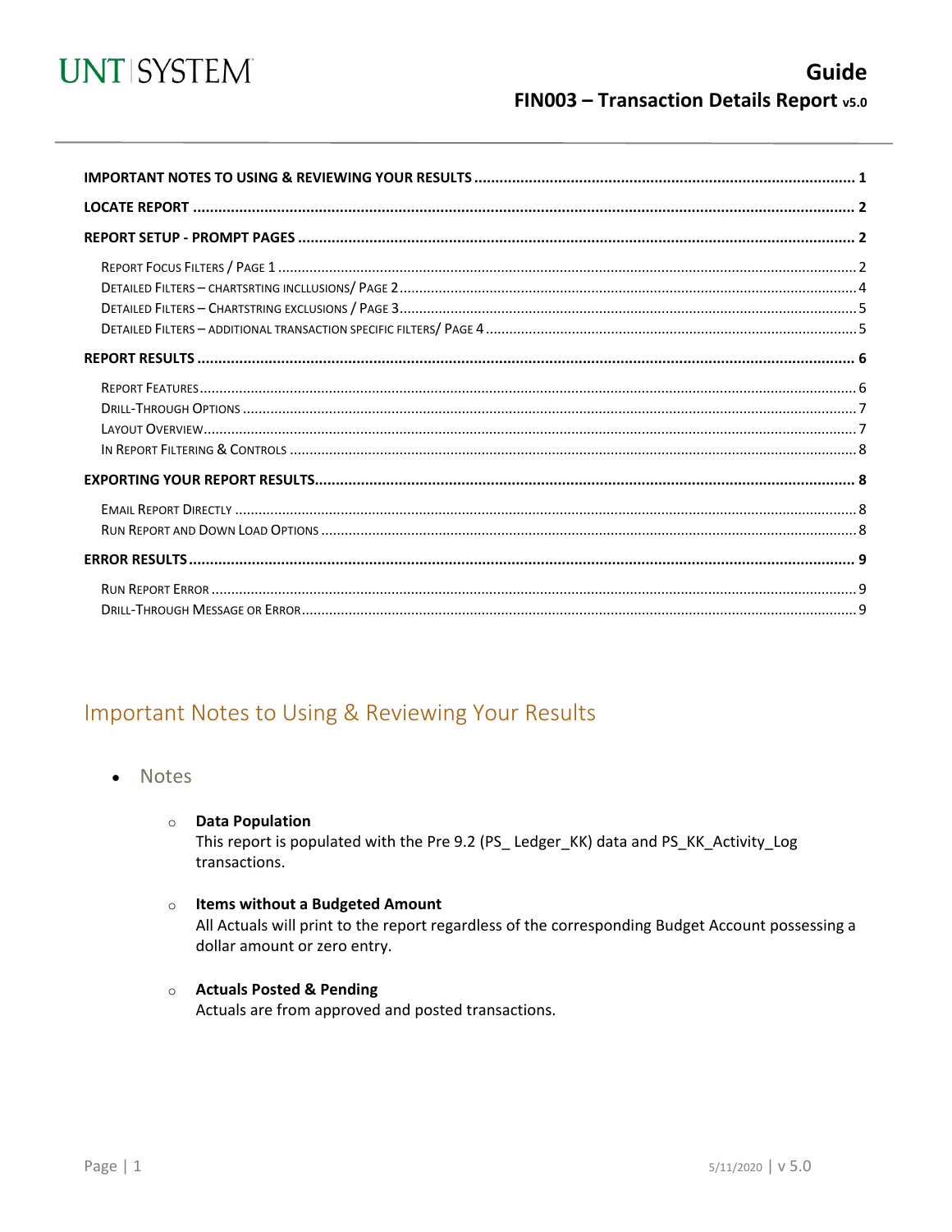# Guide

## FIN003 – Transaction Details Report v5.0

**IMPORTANT NOTES TO USING & REVIEWING YOUR RESULTS** ........ 1
**LOCATE REPORT** ........ 2
**REPORT SETUP - PROMPT PAGES** ........ 2
- Report Focus Filters / Page 1 ........ 2
- Detailed Filters – chartsrting incllusions/ Page 2 ........ 4
- Detailed Filters – Chartstring exclusions / Page 3 ........ 5
- Detailed Filters – additional transaction specific filters/ Page 4 ........ 5

**REPORT RESULTS** ........ 6
- Report Features ........ 6
- Drill-Through Options ........ 7
- Layout Overview ........ 7
- In Report Filtering & Controls ........ 8

**EXPORTING YOUR REPORT RESULTS** ........ 8
- Email Report Directly ........ 8
- Run Report and Down Load Options ........ 8

**ERROR RESULTS** ........ 9
- Run Report Error ........ 9
- Drill-Through Message or Error ........ 9

## Important Notes to Using & Reviewing Your Results

- Notes
  - **Data Population**
    This report is populated with the Pre 9.2 (PS_ Ledger_KK) data and PS_KK_Activity_Log transactions.
  - **Items without a Budgeted Amount**
    All Actuals will print to the report regardless of the corresponding Budget Account possessing a dollar amount or zero entry.
  - **Actuals Posted & Pending**
    Actuals are from approved and posted transactions.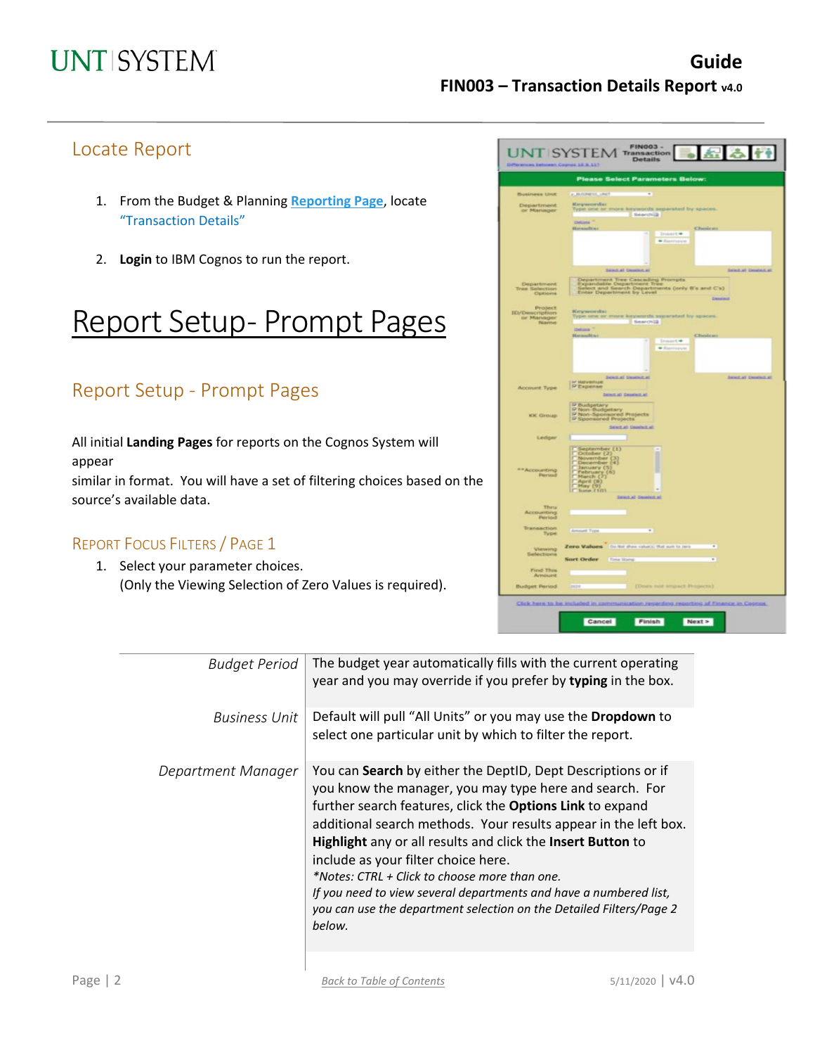## Locate Report

1. From the Budget & Planning **Reporting Page**, locate "Transaction Details"
2. **Login** to IBM Cognos to run the report.

# Report Setup- Prompt Pages

## Report Setup - Prompt Pages

All initial **Landing Pages** for reports on the Cognos System will appear
similar in format. You will have a set of filtering choices based on the source's available data.

### Report Focus Filters / Page 1

1. Select your parameter choices.
   (Only the Viewing Selection of Zero Values is required).

| | |
|---|---|
| *Budget Period* | The budget year automatically fills with the current operating year and you may override if you prefer by **typing** in the box. |
| *Business Unit* | Default will pull "All Units" or you may use the **Dropdown** to select one particular unit by which to filter the report. |
| *Department Manager* | You can **Search** by either the DeptID, Dept Descriptions or if you know the manager, you may type here and search. For further search features, click the **Options Link** to expand additional search methods. Your results appear in the left box. **Highlight** any or all results and click the **Insert Button** to include as your filter choice here. *\*Notes: CTRL + Click to choose more than one. If you need to view several departments and have a numbered list, you can use the department selection on the Detailed Filters/Page 2 below.* |

Back to Table of Contents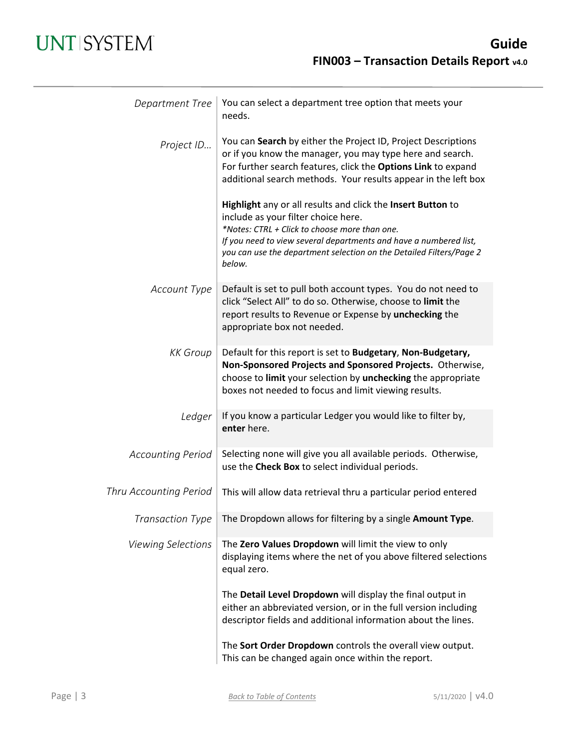| | |
|---|---|
| *Department Tree* | You can select a department tree option that meets your needs. |
| *Project ID…* | You can **Search** by either the Project ID, Project Descriptions or if you know the manager, you may type here and search. For further search features, click the **Options Link** to expand additional search methods. Your results appear in the left box<br><br>**Highlight** any or all results and click the **Insert Button** to include as your filter choice here.<br>*\*Notes: CTRL + Click to choose more than one.*<br>*If you need to view several departments and have a numbered list, you can use the department selection on the Detailed Filters/Page 2 below.* |
| *Account Type* | Default is set to pull both account types. You do not need to click "Select All" to do so. Otherwise, choose to **limit** the report results to Revenue or Expense by **unchecking** the appropriate box not needed. |
| *KK Group* | Default for this report is set to **Budgetary**, **Non-Budgetary, Non-Sponsored Projects and Sponsored Projects.** Otherwise, choose to **limit** your selection by **unchecking** the appropriate boxes not needed to focus and limit viewing results. |
| *Ledger* | If you know a particular Ledger you would like to filter by, **enter** here. |
| *Accounting Period* | Selecting none will give you all available periods. Otherwise, use the **Check Box** to select individual periods. |
| *Thru Accounting Period* | This will allow data retrieval thru a particular period entered |
| *Transaction Type* | The Dropdown allows for filtering by a single **Amount Type**. |
| *Viewing Selections* | The **Zero Values Dropdown** will limit the view to only displaying items where the net of you above filtered selections equal zero.<br><br>The **Detail Level Dropdown** will display the final output in either an abbreviated version, or in the full version including descriptor fields and additional information about the lines.<br><br>The **Sort Order Dropdown** controls the overall view output. This can be changed again once within the report. |

Back to Table of Contents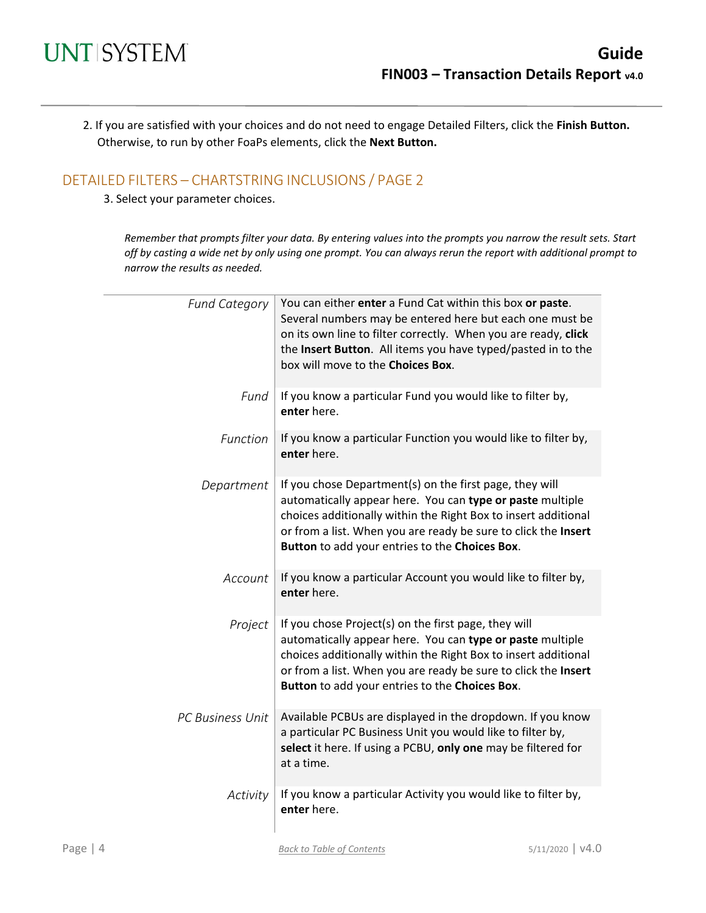2. If you are satisfied with your choices and do not need to engage Detailed Filters, click the **Finish Button.** Otherwise, to run by other FoaPs elements, click the **Next Button.**

## DETAILED FILTERS – CHARTSTRING INCLUSIONS / PAGE 2

3. Select your parameter choices.

*Remember that prompts filter your data. By entering values into the prompts you narrow the result sets. Start off by casting a wide net by only using one prompt. You can always rerun the report with additional prompt to narrow the results as needed.*

| | |
|---|---|
| *Fund Category* | You can either **enter** a Fund Cat within this box **or paste**. Several numbers may be entered here but each one must be on its own line to filter correctly. When you are ready, **click** the **Insert Button**. All items you have typed/pasted in to the box will move to the **Choices Box**. |
| *Fund* | If you know a particular Fund you would like to filter by, **enter** here. |
| *Function* | If you know a particular Function you would like to filter by, **enter** here. |
| *Department* | If you chose Department(s) on the first page, they will automatically appear here. You can **type or paste** multiple choices additionally within the Right Box to insert additional or from a list. When you are ready be sure to click the **Insert Button** to add your entries to the **Choices Box**. |
| *Account* | If you know a particular Account you would like to filter by, **enter** here. |
| *Project* | If you chose Project(s) on the first page, they will automatically appear here. You can **type or paste** multiple choices additionally within the Right Box to insert additional or from a list. When you are ready be sure to click the **Insert Button** to add your entries to the **Choices Box**. |
| *PC Business Unit* | Available PCBUs are displayed in the dropdown. If you know a particular PC Business Unit you would like to filter by, **select** it here. If using a PCBU, **only one** may be filtered for at a time. |
| *Activity* | If you know a particular Activity you would like to filter by, **enter** here. |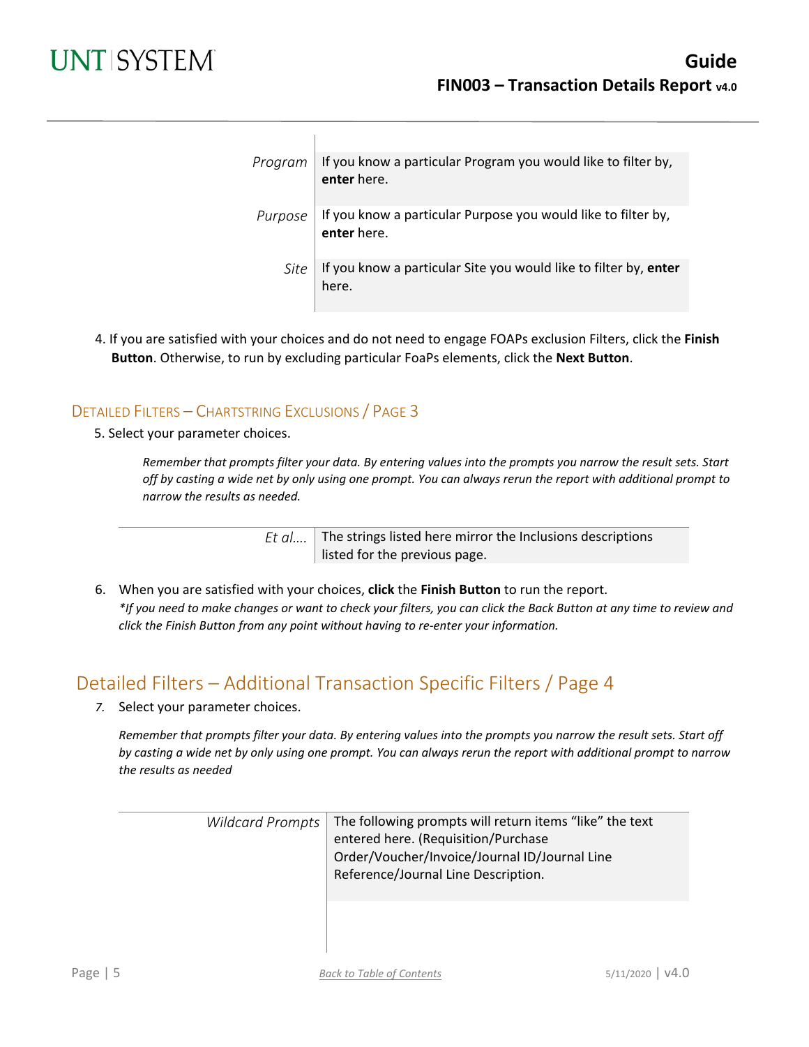| | |
|---|---|
| *Program* | If you know a particular Program you would like to filter by, **enter** here. |
| *Purpose* | If you know a particular Purpose you would like to filter by, **enter** here. |
| *Site* | If you know a particular Site you would like to filter by, **enter** here. |

4. If you are satisfied with your choices and do not need to engage FOAPs exclusion Filters, click the **Finish Button**. Otherwise, to run by excluding particular FoaPs elements, click the **Next Button**.

### Detailed Filters – Chartstring Exclusions / Page 3

5. Select your parameter choices.

*Remember that prompts filter your data. By entering values into the prompts you narrow the result sets. Start off by casting a wide net by only using one prompt. You can always rerun the report with additional prompt to narrow the results as needed.*

| | |
|---|---|
| *Et al….* | The strings listed here mirror the Inclusions descriptions listed for the previous page. |

6. When you are satisfied with your choices, **click** the **Finish Button** to run the report.
*\*If you need to make changes or want to check your filters, you can click the Back Button at any time to review and click the Finish Button from any point without having to re-enter your information.*

## Detailed Filters – Additional Transaction Specific Filters / Page 4

7. Select your parameter choices.

*Remember that prompts filter your data. By entering values into the prompts you narrow the result sets. Start off by casting a wide net by only using one prompt. You can always rerun the report with additional prompt to narrow the results as needed*

| | |
|---|---|
| *Wildcard Prompts* | The following prompts will return items "like" the text entered here. (Requisition/Purchase Order/Voucher/Invoice/Journal ID/Journal Line Reference/Journal Line Description. |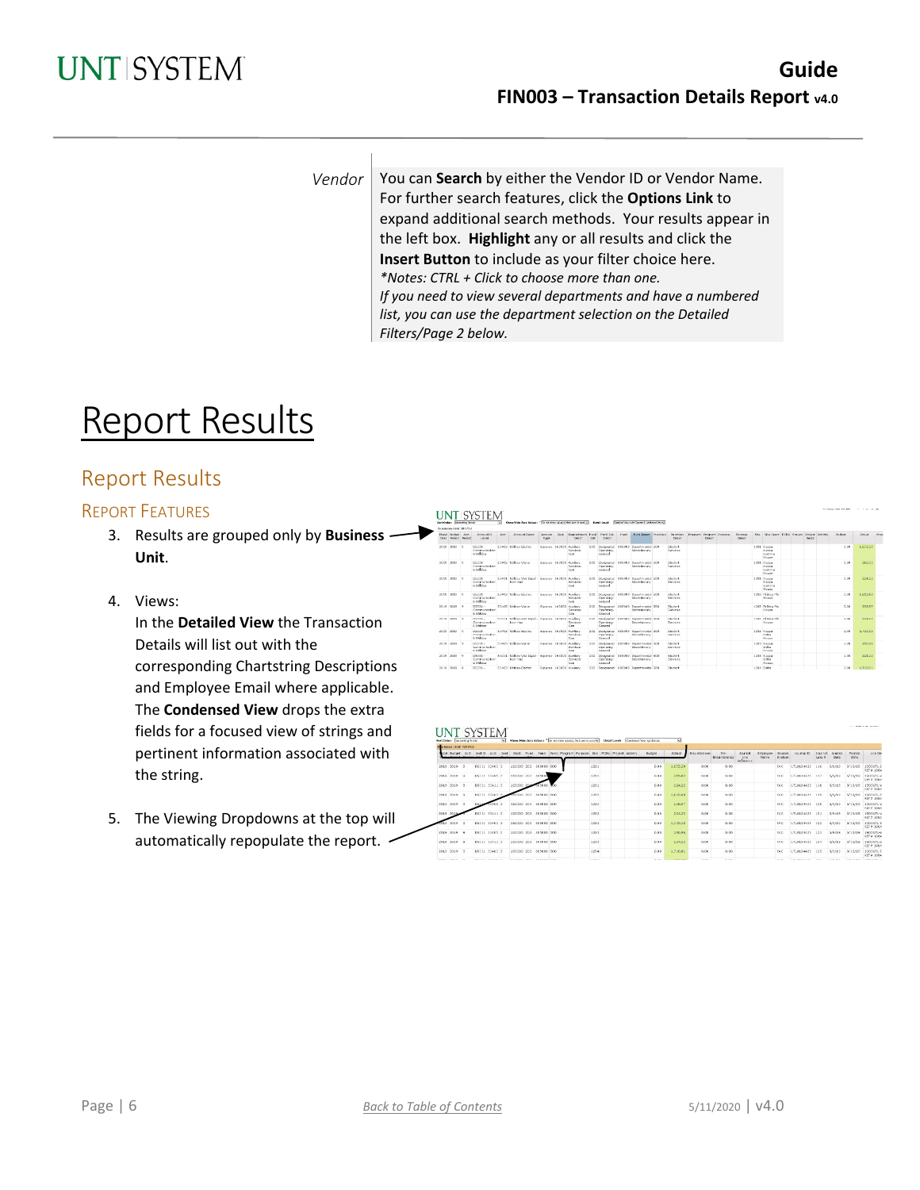| | |
|---|---|
| Vendor | You can **Search** by either the Vendor ID or Vendor Name. For further search features, click the **Options Link** to expand additional search methods. Your results appear in the left box. **Highlight** any or all results and click the **Insert Button** to include as your filter choice here. *\*Notes: CTRL + Click to choose more than one.* *If you need to view several departments and have a numbered list, you can use the department selection on the Detailed Filters/Page 2 below.* |

# Report Results

## Report Results

### Report Features

3. Results are grouped only by **Business Unit**.
4. Views: In the **Detailed View** the Transaction Details will list out with the corresponding Chartstring Descriptions and Employee Email where applicable. The **Condensed View** drops the extra fields for a focused view of strings and pertinent information associated with the string.
5. The Viewing Dropdowns at the top will automatically repopulate the report.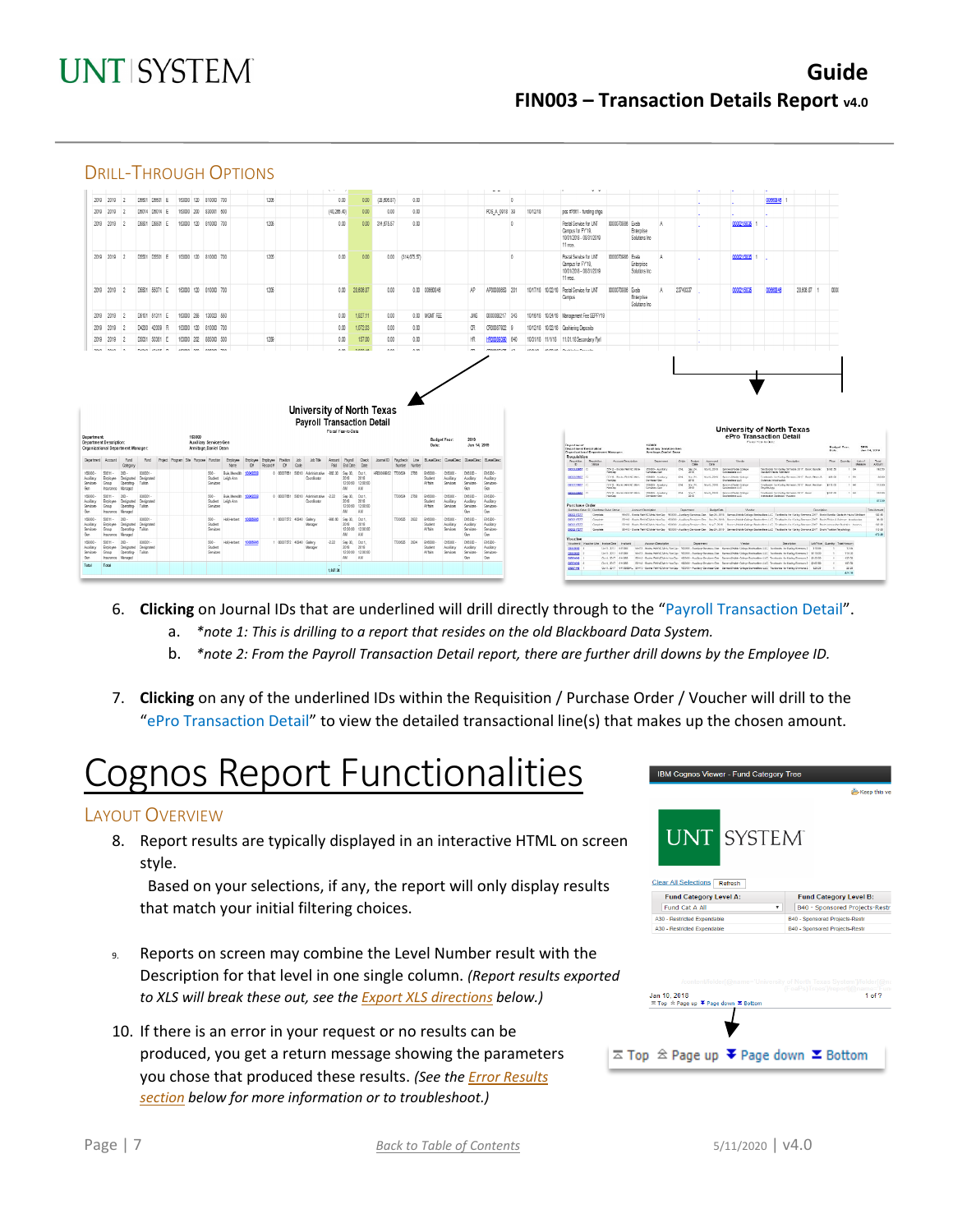## Drill-Through Options

6. **Clicking** on Journal IDs that are underlined will drill directly through to the "Payroll Transaction Detail".
   a. *\*note 1: This is drilling to a report that resides on the old Blackboard Data System.*
   b. *\*note 2: From the Payroll Transaction Detail report, there are further drill downs by the Employee ID.*

7. **Clicking** on any of the underlined IDs within the Requisition / Purchase Order / Voucher will drill to the "ePro Transaction Detail" to view the detailed transactional line(s) that makes up the chosen amount.

# Cognos Report Functionalities

## Layout Overview

8. Report results are typically displayed in an interactive HTML on screen style.
   Based on your selections, if any, the report will only display results that match your initial filtering choices.

9. Reports on screen may combine the Level Number result with the Description for that level in one single column. *(Report results exported to XLS will break these out, see the Export XLS directions below.)*

10. If there is an error in your request or no results can be produced, you get a return message showing the parameters you chose that produced these results. *(See the Error Results section below for more information or to troubleshoot.)*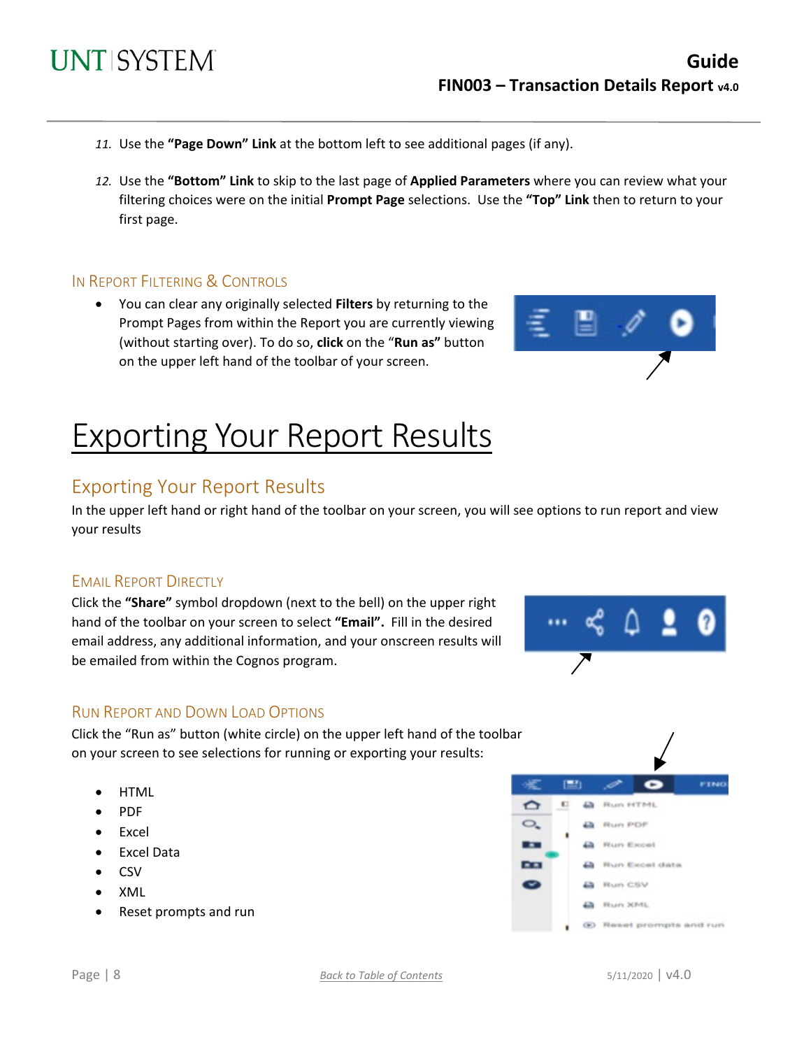11. Use the **"Page Down" Link** at the bottom left to see additional pages (if any).

12. Use the **"Bottom" Link** to skip to the last page of **Applied Parameters** where you can review what your filtering choices were on the initial **Prompt Page** selections. Use the **"Top" Link** then to return to your first page.

### In Report Filtering & Controls

- You can clear any originally selected **Filters** by returning to the Prompt Pages from within the Report you are currently viewing (without starting over). To do so, **click** on the "**Run as"** button on the upper left hand of the toolbar of your screen.

# Exporting Your Report Results

## Exporting Your Report Results

In the upper left hand or right hand of the toolbar on your screen, you will see options to run report and view your results

### Email Report Directly

Click the **"Share"** symbol dropdown (next to the bell) on the upper right hand of the toolbar on your screen to select **"Email".** Fill in the desired email address, any additional information, and your onscreen results will be emailed from within the Cognos program.

### Run Report and Down Load Options

Click the "Run as" button (white circle) on the upper left hand of the toolbar on your screen to see selections for running or exporting your results:

- HTML
- PDF
- Excel
- Excel Data
- CSV
- XML
- Reset prompts and run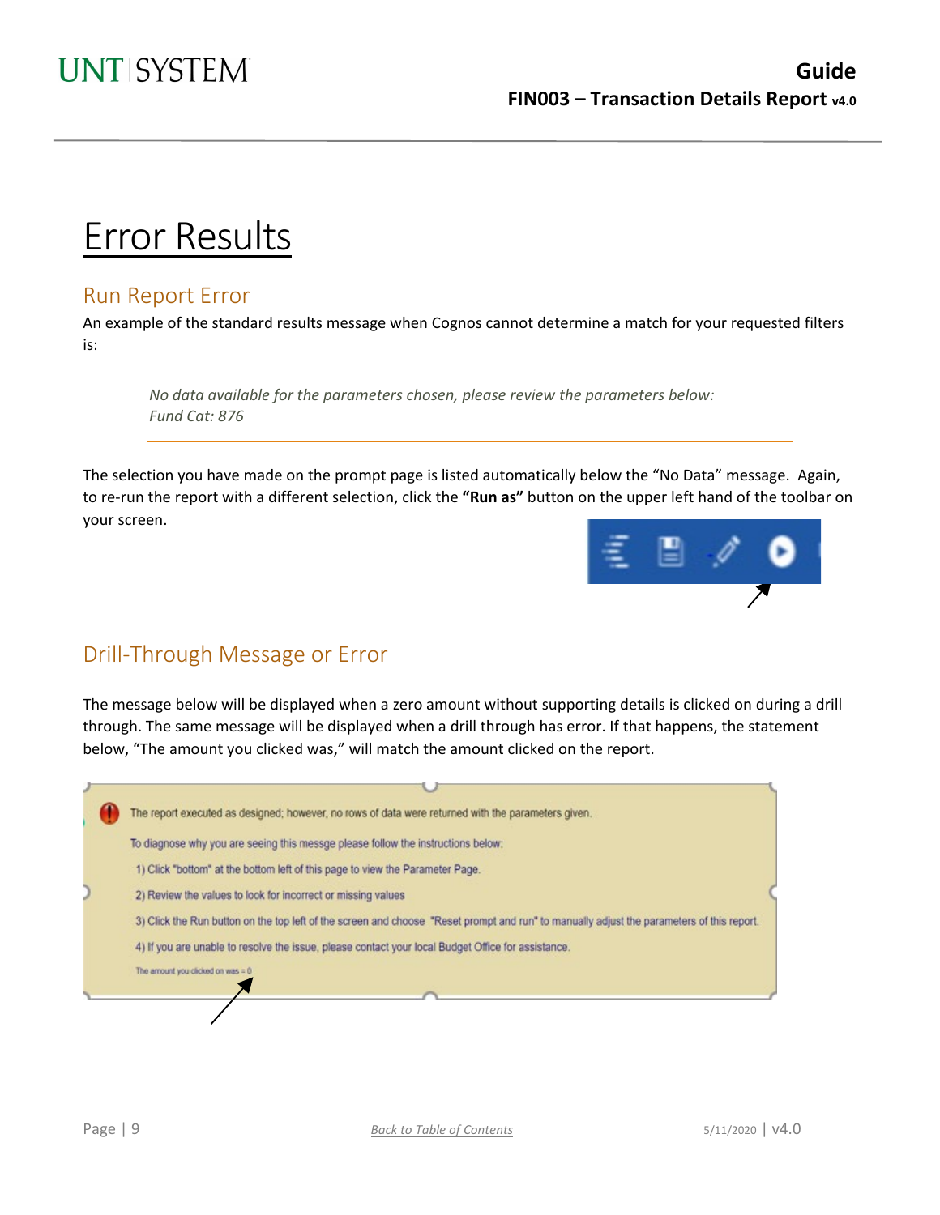# Error Results

## Run Report Error

An example of the standard results message when Cognos cannot determine a match for your requested filters is:

---

*No data available for the parameters chosen, please review the parameters below:*
*Fund Cat: 876*

---

The selection you have made on the prompt page is listed automatically below the "No Data" message. Again, to re-run the report with a different selection, click the **"Run as"** button on the upper left hand of the toolbar on your screen.

## Drill-Through Message or Error

The message below will be displayed when a zero amount without supporting details is clicked on during a drill through. The same message will be displayed when a drill through has error. If that happens, the statement below, "The amount you clicked was," will match the amount clicked on the report.

The report executed as designed; however, no rows of data were returned with the parameters given.

To diagnose why you are seeing this messge please follow the instructions below:

1) Click "bottom" at the bottom left of this page to view the Parameter Page.
2) Review the values to look for incorrect or missing values
3) Click the Run button on the top left of the screen and choose "Reset prompt and run" to manually adjust the parameters of this report.
4) If you are unable to resolve the issue, please contact your local Budget Office for assistance.

The amount you clicked on was = 0